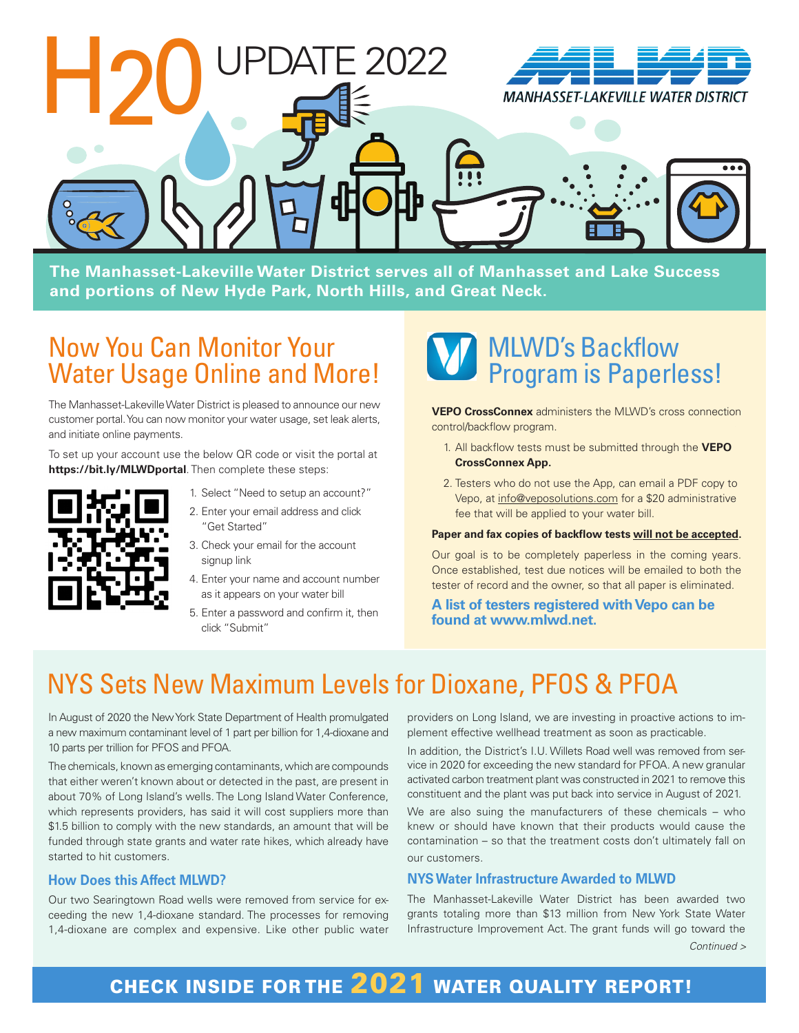# H2O UPDATE 2022

MANHASSET-LAKEVILLE WATER DISTRICT

**The Manhasset-Lakeville Water District serves all of Manhasset and Lake Success and portions of New Hyde Park, North Hills, and Great Neck.**

## Now You Can Monitor Your Water Usage Online and More!

The Manhasset-Lakeville Water District is pleased to announce our new customer portal. You can now monitor your water usage, set leak alerts, and initiate online payments.

To set up your account use the below QR code or visit the portal at **https://bit.ly/MLWDportal**. Then complete these steps:

1. Select "Need to setup an account?"
2. Enter your email address and click "Get Started"
3. Check your email for the account signup link
4. Enter your name and account number as it appears on your water bill
5. Enter a password and confirm it, then click "Submit"

## MLWD's Backflow Program is Paperless!

**VEPO CrossConnex** administers the MLWD's cross connection control/backflow program.

1. All backflow tests must be submitted through the **VEPO CrossConnex App.**
2. Testers who do not use the App, can email a PDF copy to Vepo, at info@veposolutions.com for a $20 administrative fee that will be applied to your water bill.

**Paper and fax copies of backflow tests will not be accepted.**

Our goal is to be completely paperless in the coming years. Once established, test due notices will be emailed to both the tester of record and the owner, so that all paper is eliminated.

**A list of testers registered with Vepo can be found at www.mlwd.net.**

## NYS Sets New Maximum Levels for Dioxane, PFOS & PFOA

In August of 2020 the New York State Department of Health promulgated a new maximum contaminant level of 1 part per billion for 1,4-dioxane and 10 parts per trillion for PFOS and PFOA.

The chemicals, known as emerging contaminants, which are compounds that either weren't known about or detected in the past, are present in about 70% of Long Island's wells. The Long Island Water Conference, which represents providers, has said it will cost suppliers more than $1.5 billion to comply with the new standards, an amount that will be funded through state grants and water rate hikes, which already have started to hit customers.

### How Does this Affect MLWD?

Our two Searingtown Road wells were removed from service for exceeding the new 1,4-dioxane standard. The processes for removing 1,4-dioxane are complex and expensive. Like other public water providers on Long Island, we are investing in proactive actions to implement effective wellhead treatment as soon as practicable.

In addition, the District's I.U. Willets Road well was removed from service in 2020 for exceeding the new standard for PFOA. A new granular activated carbon treatment plant was constructed in 2021 to remove this constituent and the plant was put back into service in August of 2021.

We are also suing the manufacturers of these chemicals – who knew or should have known that their products would cause the contamination – so that the treatment costs don't ultimately fall on our customers.

### NYS Water Infrastructure Awarded to MLWD

The Manhasset-Lakeville Water District has been awarded two grants totaling more than $13 million from New York State Water Infrastructure Improvement Act. The grant funds will go toward the

*Continued >*

**CHECK INSIDE FOR THE 2021 WATER QUALITY REPORT!**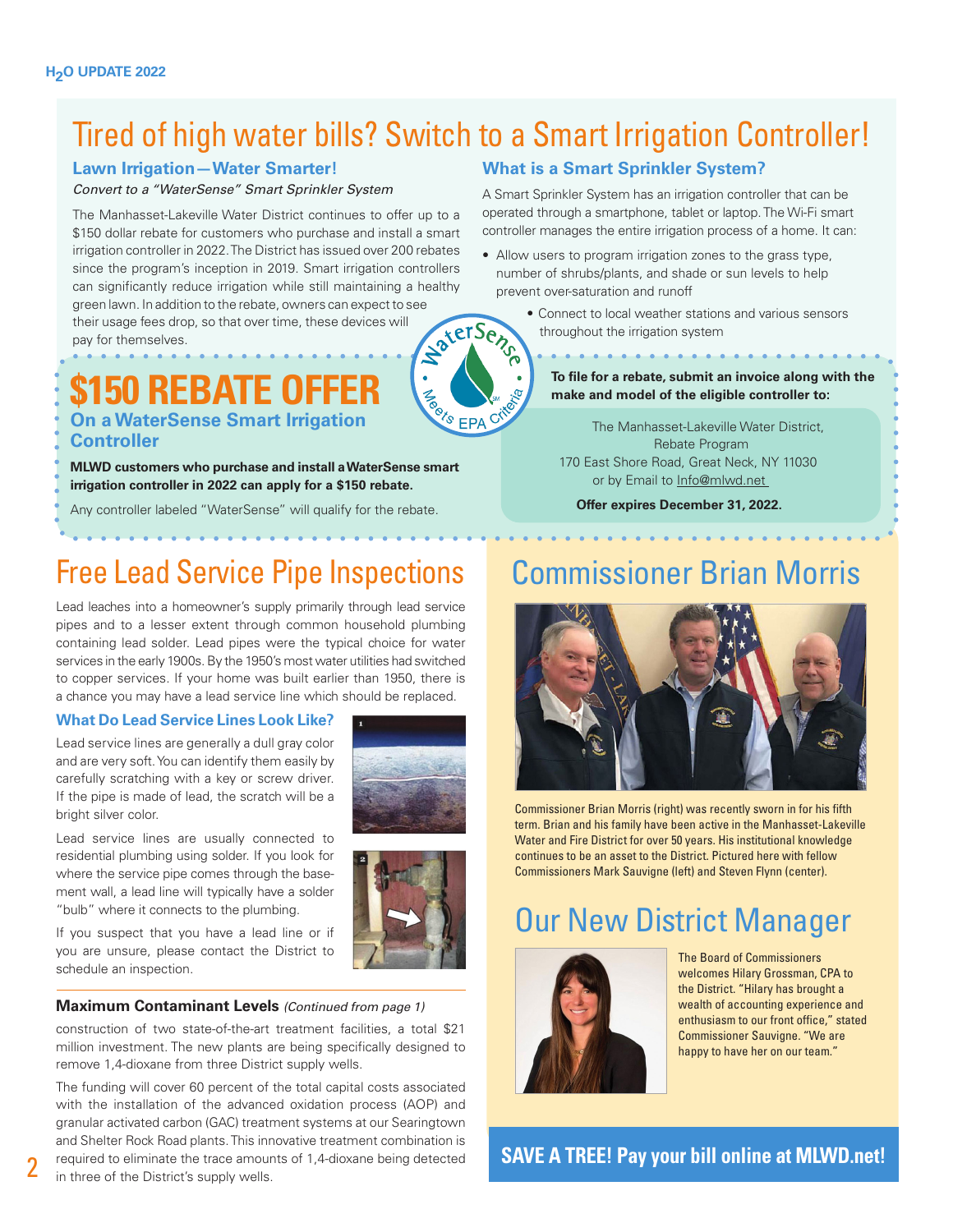# Tired of high water bills? Switch to a Smart Irrigation Controller!

## Lawn Irrigation—Water Smarter!

*Convert to a "WaterSense" Smart Sprinkler System*

The Manhasset-Lakeville Water District continues to offer up to a $150 dollar rebate for customers who purchase and install a smart irrigation controller in 2022. The District has issued over 200 rebates since the program's inception in 2019. Smart irrigation controllers can significantly reduce irrigation while still maintaining a healthy green lawn. In addition to the rebate, owners can expect to see their usage fees drop, so that over time, these devices will pay for themselves.

## What is a Smart Sprinkler System?

A Smart Sprinkler System has an irrigation controller that can be operated through a smartphone, tablet or laptop. The Wi-Fi smart controller manages the entire irrigation process of a home. It can:

- Allow users to program irrigation zones to the grass type, number of shrubs/plants, and shade or sun levels to help prevent over-saturation and runoff
- Connect to local weather stations and various sensors throughout the irrigation system

WaterSense Meets EPA Criteria

# $150 REBATE OFFER

## On a WaterSense Smart Irrigation Controller

**MLWD customers who purchase and install a WaterSense smart irrigation controller in 2022 can apply for a $150 rebate.**

Any controller labeled "WaterSense" will qualify for the rebate.

**To file for a rebate, submit an invoice along with the make and model of the eligible controller to:**

The Manhasset-Lakeville Water District,
Rebate Program
170 East Shore Road, Great Neck, NY 11030
or by Email to Info@mlwd.net

**Offer expires December 31, 2022.**

# Free Lead Service Pipe Inspections

Lead leaches into a homeowner's supply primarily through lead service pipes and to a lesser extent through common household plumbing containing lead solder. Lead pipes were the typical choice for water services in the early 1900s. By the 1950's most water utilities had switched to copper services. If your home was built earlier than 1950, there is a chance you may have a lead service line which should be replaced.

## What Do Lead Service Lines Look Like?

Lead service lines are generally a dull gray color and are very soft. You can identify them easily by carefully scratching with a key or screw driver. If the pipe is made of lead, the scratch will be a bright silver color.

Lead service lines are usually connected to residential plumbing using solder. If you look for where the service pipe comes through the basement wall, a lead line will typically have a solder "bulb" where it connects to the plumbing.

If you suspect that you have a lead line or if you are unsure, please contact the District to schedule an inspection.

### Maximum Contaminant Levels *(Continued from page 1)*

construction of two state-of-the-art treatment facilities, a total $21 million investment. The new plants are being specifically designed to remove 1,4-dioxane from three District supply wells.

The funding will cover 60 percent of the total capital costs associated with the installation of the advanced oxidation process (AOP) and granular activated carbon (GAC) treatment systems at our Searingtown and Shelter Rock Road plants. This innovative treatment combination is required to eliminate the trace amounts of 1,4-dioxane being detected in three of the District's supply wells.

# Commissioner Brian Morris

Commissioner Brian Morris (right) was recently sworn in for his fifth term. Brian and his family have been active in the Manhasset-Lakeville Water and Fire District for over 50 years. His institutional knowledge continues to be an asset to the District. Pictured here with fellow Commissioners Mark Sauvigne (left) and Steven Flynn (center).

# Our New District Manager

The Board of Commissioners welcomes Hilary Grossman, CPA to the District. "Hilary has brought a wealth of accounting experience and enthusiasm to our front office," stated Commissioner Sauvigne. "We are happy to have her on our team."

**SAVE A TREE! Pay your bill online at MLWD.net!**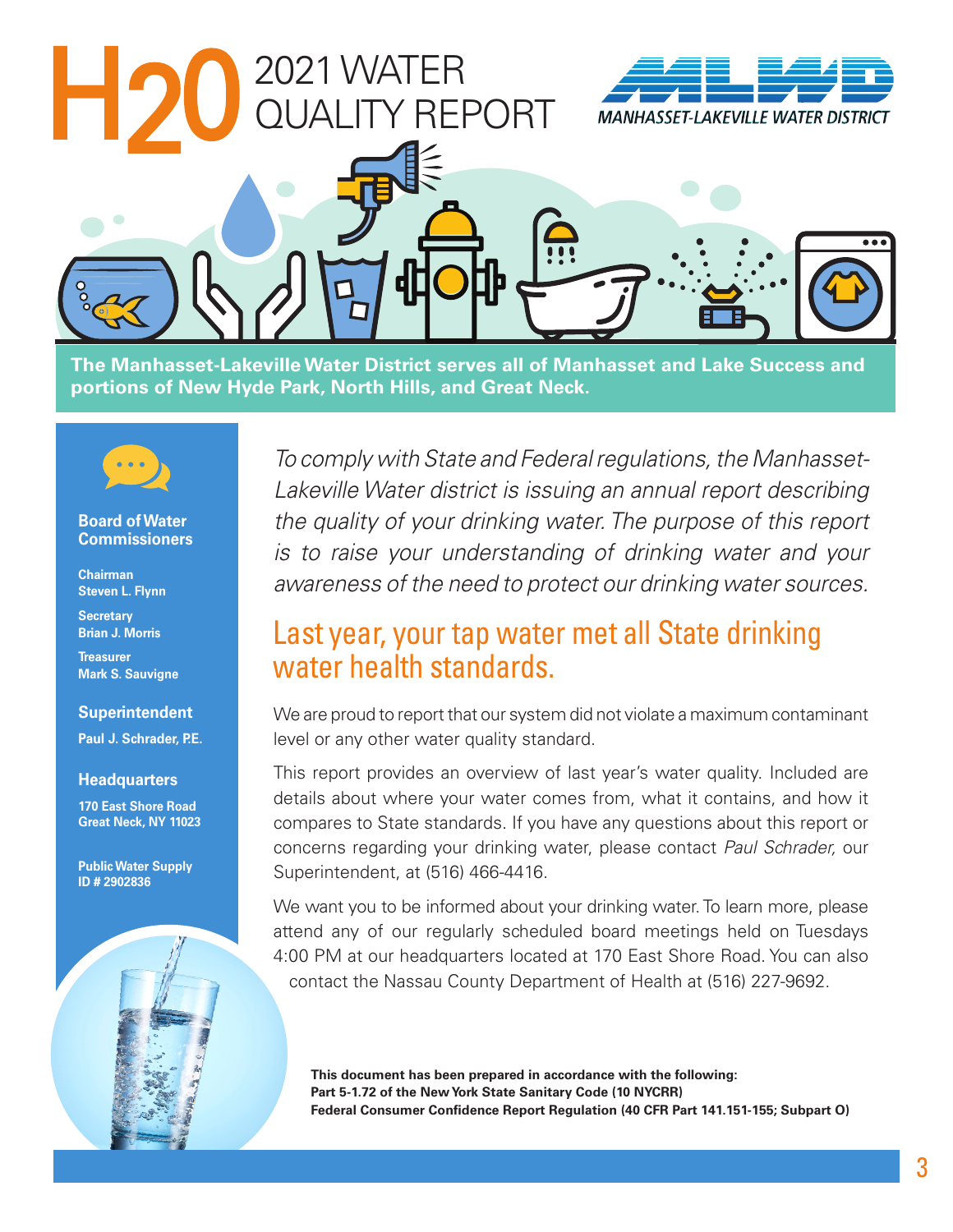# H2O 2021 WATER QUALITY REPORT

MANHASSET-LAKEVILLE WATER DISTRICT

**The Manhasset-Lakeville Water District serves all of Manhasset and Lake Success and portions of New Hyde Park, North Hills, and Great Neck.**

*To comply with State and Federal regulations, the Manhasset-Lakeville Water district is issuing an annual report describing the quality of your drinking water. The purpose of this report is to raise your understanding of drinking water and your awareness of the need to protect our drinking water sources.*

## Last year, your tap water met all State drinking water health standards.

We are proud to report that our system did not violate a maximum contaminant level or any other water quality standard.

This report provides an overview of last year's water quality. Included are details about where your water comes from, what it contains, and how it compares to State standards. If you have any questions about this report or concerns regarding your drinking water, please contact *Paul Schrader,* our Superintendent, at (516) 466-4416.

We want you to be informed about your drinking water. To learn more, please attend any of our regularly scheduled board meetings held on Tuesdays 4:00 PM at our headquarters located at 170 East Shore Road. You can also contact the Nassau County Department of Health at (516) 227-9692.

**This document has been prepared in accordance with the following:**
**Part 5-1.72 of the New York State Sanitary Code (10 NYCRR)**
**Federal Consumer Confidence Report Regulation (40 CFR Part 141.151-155; Subpart O)**

### Board of Water Commissioners

**Chairman**
**Steven L. Flynn**

**Secretary**
**Brian J. Morris**

**Treasurer**
**Mark S. Sauvigne**

### Superintendent

**Paul J. Schrader, P.E.**

### Headquarters

**170 East Shore Road**
**Great Neck, NY 11023**

**Public Water Supply**
**ID # 2902836**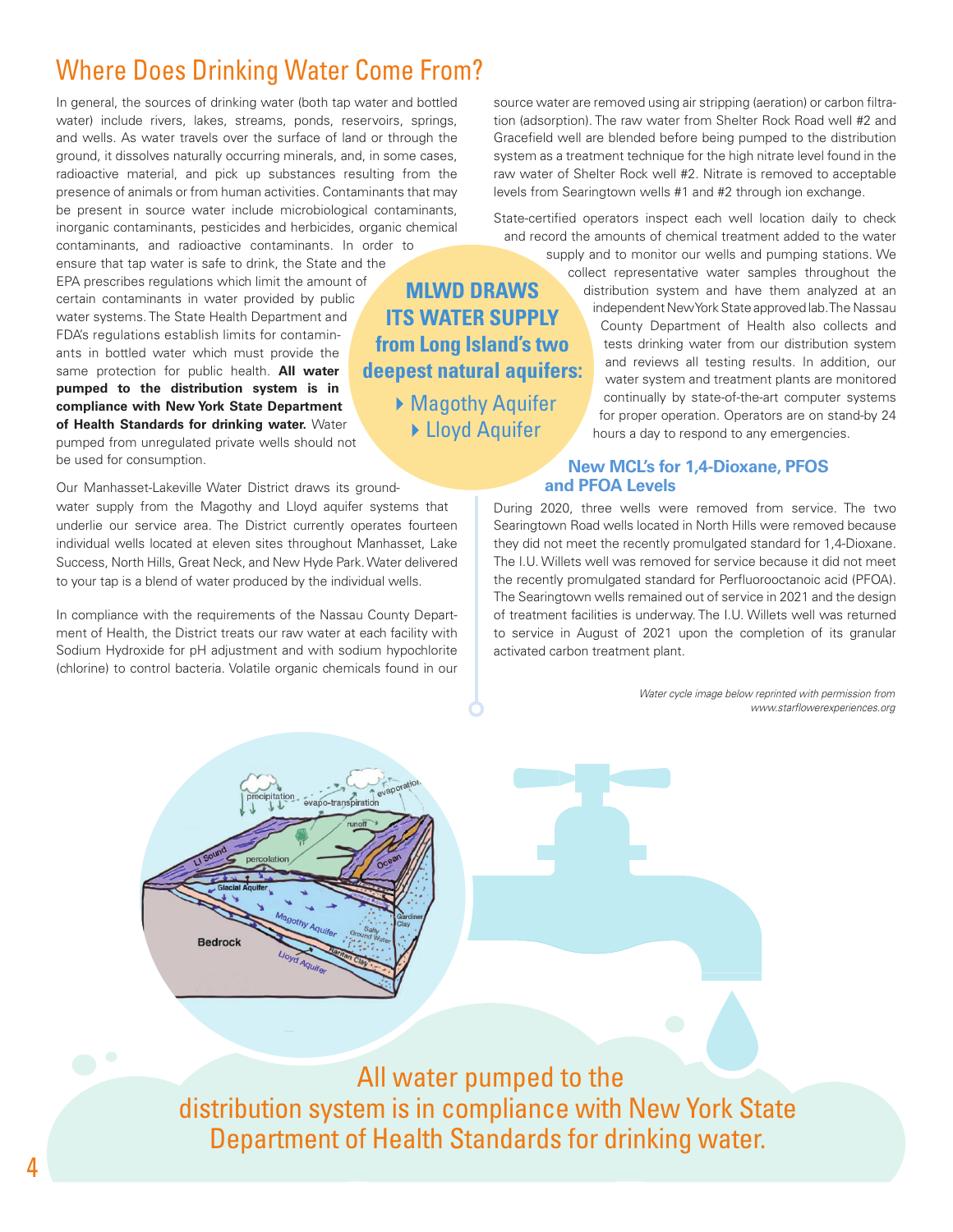## Where Does Drinking Water Come From?

In general, the sources of drinking water (both tap water and bottled water) include rivers, lakes, streams, ponds, reservoirs, springs, and wells. As water travels over the surface of land or through the ground, it dissolves naturally occurring minerals, and, in some cases, radioactive material, and pick up substances resulting from the presence of animals or from human activities. Contaminants that may be present in source water include microbiological contaminants, inorganic contaminants, pesticides and herbicides, organic chemical contaminants, and radioactive contaminants. In order to ensure that tap water is safe to drink, the State and the EPA prescribes regulations which limit the amount of certain contaminants in water provided by public water systems. The State Health Department and FDA's regulations establish limits for contaminants in bottled water which must provide the same protection for public health. **All water pumped to the distribution system is in compliance with New York State Department of Health Standards for drinking water.** Water pumped from unregulated private wells should not be used for consumption.

Our Manhasset-Lakeville Water District draws its groundwater supply from the Magothy and Lloyd aquifer systems that underlie our service area. The District currently operates fourteen individual wells located at eleven sites throughout Manhasset, Lake Success, North Hills, Great Neck, and New Hyde Park. Water delivered to your tap is a blend of water produced by the individual wells.

In compliance with the requirements of the Nassau County Department of Health, the District treats our raw water at each facility with Sodium Hydroxide for pH adjustment and with sodium hypochlorite (chlorine) to control bacteria. Volatile organic chemicals found in our source water are removed using air stripping (aeration) or carbon filtration (adsorption). The raw water from Shelter Rock Road well #2 and Gracefield well are blended before being pumped to the distribution system as a treatment technique for the high nitrate level found in the raw water of Shelter Rock well #2. Nitrate is removed to acceptable levels from Searingtown wells #1 and #2 through ion exchange.

**MLWD DRAWS ITS WATER SUPPLY from Long Island's two deepest natural aquifers:**

- Magothy Aquifer
- Lloyd Aquifer

State-certified operators inspect each well location daily to check and record the amounts of chemical treatment added to the water supply and to monitor our wells and pumping stations. We collect representative water samples throughout the distribution system and have them analyzed at an independent New York State approved lab. The Nassau County Department of Health also collects and tests drinking water from our distribution system and reviews all testing results. In addition, our water system and treatment plants are monitored continually by state-of-the-art computer systems for proper operation. Operators are on stand-by 24 hours a day to respond to any emergencies.

### New MCL's for 1,4-Dioxane, PFOS and PFOA Levels

During 2020, three wells were removed from service. The two Searingtown Road wells located in North Hills were removed because they did not meet the recently promulgated standard for 1,4-Dioxane. The I.U. Willets well was removed for service because it did not meet the recently promulgated standard for Perfluorooctanoic acid (PFOA). The Searingtown wells remained out of service in 2021 and the design of treatment facilities is underway. The I.U. Willets well was returned to service in August of 2021 upon the completion of its granular activated carbon treatment plant.

*Water cycle image below reprinted with permission from www.starflowerexperiences.org*

All water pumped to the distribution system is in compliance with New York State Department of Health Standards for drinking water.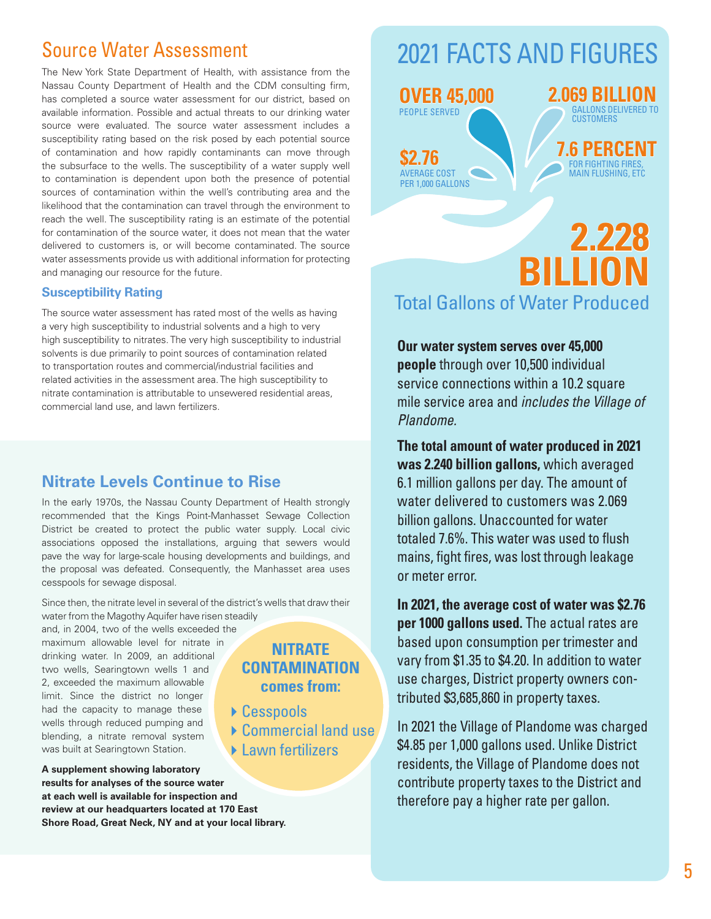## Source Water Assessment

The New York State Department of Health, with assistance from the Nassau County Department of Health and the CDM consulting firm, has completed a source water assessment for our district, based on available information. Possible and actual threats to our drinking water source were evaluated. The source water assessment includes a susceptibility rating based on the risk posed by each potential source of contamination and how rapidly contaminants can move through the subsurface to the wells. The susceptibility of a water supply well to contamination is dependent upon both the presence of potential sources of contamination within the well's contributing area and the likelihood that the contamination can travel through the environment to reach the well. The susceptibility rating is an estimate of the potential for contamination of the source water, it does not mean that the water delivered to customers is, or will become contaminated. The source water assessments provide us with additional information for protecting and managing our resource for the future.

### Susceptibility Rating

The source water assessment has rated most of the wells as having a very high susceptibility to industrial solvents and a high to very high susceptibility to nitrates. The very high susceptibility to industrial solvents is due primarily to point sources of contamination related to transportation routes and commercial/industrial facilities and related activities in the assessment area. The high susceptibility to nitrate contamination is attributable to unsewered residential areas, commercial land use, and lawn fertilizers.

## Nitrate Levels Continue to Rise

In the early 1970s, the Nassau County Department of Health strongly recommended that the Kings Point-Manhasset Sewage Collection District be created to protect the public water supply. Local civic associations opposed the installations, arguing that sewers would pave the way for large-scale housing developments and buildings, and the proposal was defeated. Consequently, the Manhasset area uses cesspools for sewage disposal.

Since then, the nitrate level in several of the district's wells that draw their water from the Magothy Aquifer have risen steadily and, in 2004, two of the wells exceeded the maximum allowable level for nitrate in drinking water. In 2009, an additional two wells, Searingtown wells 1 and 2, exceeded the maximum allowable limit. Since the district no longer had the capacity to manage these wells through reduced pumping and blending, a nitrate removal system was built at Searingtown Station.

**NITRATE CONTAMINATION comes from:**

- Cesspools
- Commercial land use
- Lawn fertilizers

**A supplement showing laboratory results for analyses of the source water at each well is available for inspection and review at our headquarters located at 170 East Shore Road, Great Neck, NY and at your local library.**

## 2021 FACTS AND FIGURES

**OVER 45,000** PEOPLE SERVED

**2.069 BILLION** GALLONS DELIVERED TO CUSTOMERS

**$2.76** AVERAGE COST PER 1,000 GALLONS

**7.6 PERCENT** FOR FIGHTING FIRES, MAIN FLUSHING, ETC

**2.228 BILLION** Total Gallons of Water Produced

**Our water system serves over 45,000 people** through over 10,500 individual service connections within a 10.2 square mile service area and *includes the Village of Plandome.*

**The total amount of water produced in 2021 was 2.240 billion gallons,** which averaged 6.1 million gallons per day. The amount of water delivered to customers was 2.069 billion gallons. Unaccounted for water totaled 7.6%. This water was used to flush mains, fight fires, was lost through leakage or meter error.

**In 2021, the average cost of water was $2.76 per 1000 gallons used.** The actual rates are based upon consumption per trimester and vary from $1.35 to $4.20. In addition to water use charges, District property owners contributed $3,685,860 in property taxes.

In 2021 the Village of Plandome was charged $4.85 per 1,000 gallons used. Unlike District residents, the Village of Plandome does not contribute property taxes to the District and therefore pay a higher rate per gallon.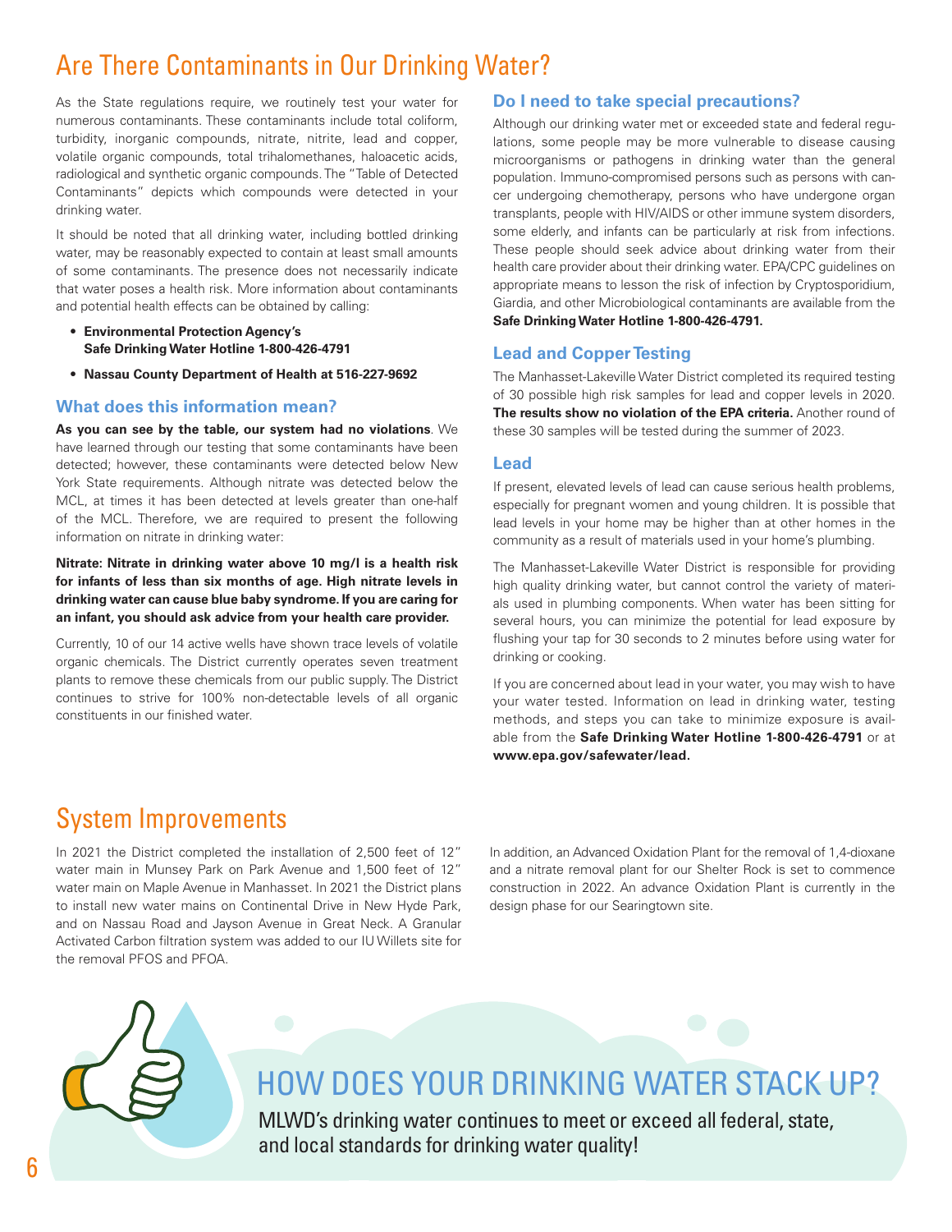# Are There Contaminants in Our Drinking Water?

As the State regulations require, we routinely test your water for numerous contaminants. These contaminants include total coliform, turbidity, inorganic compounds, nitrate, nitrite, lead and copper, volatile organic compounds, total trihalomethanes, haloacetic acids, radiological and synthetic organic compounds. The "Table of Detected Contaminants" depicts which compounds were detected in your drinking water.

It should be noted that all drinking water, including bottled drinking water, may be reasonably expected to contain at least small amounts of some contaminants. The presence does not necessarily indicate that water poses a health risk. More information about contaminants and potential health effects can be obtained by calling:

- **Environmental Protection Agency's Safe Drinking Water Hotline 1-800-426-4791**
- **Nassau County Department of Health at 516-227-9692**

### What does this information mean?

**As you can see by the table, our system had no violations**. We have learned through our testing that some contaminants have been detected; however, these contaminants were detected below New York State requirements. Although nitrate was detected below the MCL, at times it has been detected at levels greater than one-half of the MCL. Therefore, we are required to present the following information on nitrate in drinking water:

**Nitrate: Nitrate in drinking water above 10 mg/l is a health risk for infants of less than six months of age. High nitrate levels in drinking water can cause blue baby syndrome. If you are caring for an infant, you should ask advice from your health care provider.**

Currently, 10 of our 14 active wells have shown trace levels of volatile organic chemicals. The District currently operates seven treatment plants to remove these chemicals from our public supply. The District continues to strive for 100% non-detectable levels of all organic constituents in our finished water.

### Do I need to take special precautions?

Although our drinking water met or exceeded state and federal regulations, some people may be more vulnerable to disease causing microorganisms or pathogens in drinking water than the general population. Immuno-compromised persons such as persons with cancer undergoing chemotherapy, persons who have undergone organ transplants, people with HIV/AIDS or other immune system disorders, some elderly, and infants can be particularly at risk from infections. These people should seek advice about drinking water from their health care provider about their drinking water. EPA/CPC guidelines on appropriate means to lesson the risk of infection by Cryptosporidium, Giardia, and other Microbiological contaminants are available from the **Safe Drinking Water Hotline 1-800-426-4791.**

### Lead and Copper Testing

The Manhasset-Lakeville Water District completed its required testing of 30 possible high risk samples for lead and copper levels in 2020. **The results show no violation of the EPA criteria.** Another round of these 30 samples will be tested during the summer of 2023.

### Lead

If present, elevated levels of lead can cause serious health problems, especially for pregnant women and young children. It is possible that lead levels in your home may be higher than at other homes in the community as a result of materials used in your home's plumbing.

The Manhasset-Lakeville Water District is responsible for providing high quality drinking water, but cannot control the variety of materials used in plumbing components. When water has been sitting for several hours, you can minimize the potential for lead exposure by flushing your tap for 30 seconds to 2 minutes before using water for drinking or cooking.

If you are concerned about lead in your water, you may wish to have your water tested. Information on lead in drinking water, testing methods, and steps you can take to minimize exposure is available from the **Safe Drinking Water Hotline 1-800-426-4791** or at **www.epa.gov/safewater/lead.**

# System Improvements

In 2021 the District completed the installation of 2,500 feet of 12" water main in Munsey Park on Park Avenue and 1,500 feet of 12" water main on Maple Avenue in Manhasset. In 2021 the District plans to install new water mains on Continental Drive in New Hyde Park, and on Nassau Road and Jayson Avenue in Great Neck. A Granular Activated Carbon filtration system was added to our IU Willets site for the removal PFOS and PFOA.

In addition, an Advanced Oxidation Plant for the removal of 1,4-dioxane and a nitrate removal plant for our Shelter Rock is set to commence construction in 2022. An advance Oxidation Plant is currently in the design phase for our Searingtown site.

## HOW DOES YOUR DRINKING WATER STACK UP?

MLWD's drinking water continues to meet or exceed all federal, state, and local standards for drinking water quality!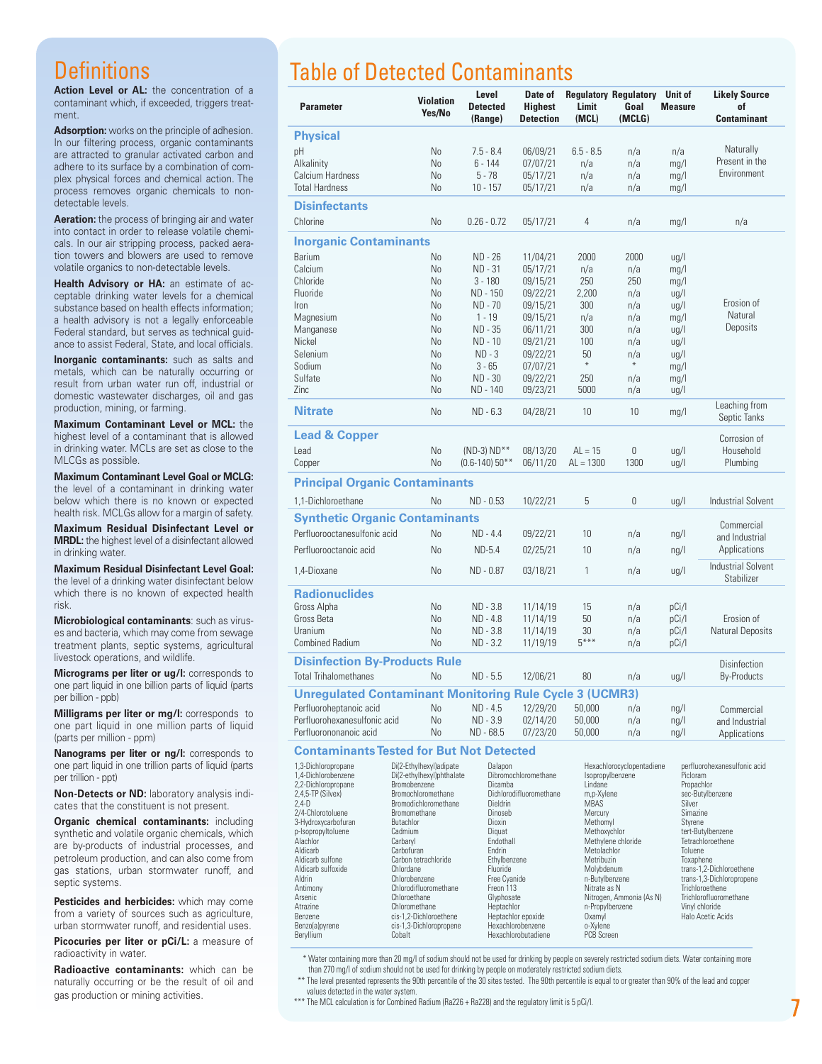## Definitions

**Action Level or AL:** the concentration of a contaminant which, if exceeded, triggers treatment.

**Adsorption:** works on the principle of adhesion. In our filtering process, organic contaminants are attracted to granular activated carbon and adhere to its surface by a combination of complex physical forces and chemical action. The process removes organic chemicals to non-detectable levels.

**Aeration:** the process of bringing air and water into contact in order to release volatile chemicals. In our air stripping process, packed aeration towers and blowers are used to remove volatile organics to non-detectable levels.

**Health Advisory or HA:** an estimate of acceptable drinking water levels for a chemical substance based on health effects information; a health advisory is not a legally enforceable Federal standard, but serves as technical guidance to assist Federal, State, and local officials.

**Inorganic contaminants:** such as salts and metals, which can be naturally occurring or result from urban water run off, industrial or domestic wastewater discharges, oil and gas production, mining, or farming.

**Maximum Contaminant Level or MCL:** the highest level of a contaminant that is allowed in drinking water. MCLs are set as close to the MLCGs as possible.

**Maximum Contaminant Level Goal or MCLG:** the level of a contaminant in drinking water below which there is no known or expected health risk. MCLGs allow for a margin of safety.

**Maximum Residual Disinfectant Level or MRDL:** the highest level of a disinfectant allowed in drinking water.

**Maximum Residual Disinfectant Level Goal:** the level of a drinking water disinfectant below which there is no known of expected health risk.

**Microbiological contaminants**: such as viruses and bacteria, which may come from sewage treatment plants, septic systems, agricultural livestock operations, and wildlife.

**Micrograms per liter or ug/l:** corresponds to one part liquid in one billion parts of liquid (parts per billion - ppb)

**Milligrams per liter or mg/l:** corresponds to one part liquid in one million parts of liquid (parts per million - ppm)

**Nanograms per liter or ng/l:** corresponds to one part liquid in one trillion parts of liquid (parts per trillion - ppt)

**Non-Detects or ND:** laboratory analysis indicates that the constituent is not present.

**Organic chemical contaminants:** including synthetic and volatile organic chemicals, which are by-products of industrial processes, and petroleum production, and can also come from gas stations, urban stormwater runoff, and septic systems.

**Pesticides and herbicides:** which may come from a variety of sources such as agriculture, urban stormwater runoff, and residential uses.

**Picocuries per liter or pCi/L:** a measure of radioactivity in water.

**Radioactive contaminants:** which can be naturally occurring or be the result of oil and gas production or mining activities.

## Table of Detected Contaminants

| Parameter | Violation Yes/No | Level Detected (Range) | Date of Highest Detection | Regulatory Limit (MCL) | Regulatory Goal (MCLG) | Unit of Measure | Likely Source of Contaminant |
|---|---|---|---|---|---|---|---|
| **Physical** | | | | | | | |
| pH | No | 7.5 - 8.4 | 06/09/21 | 6.5 - 8.5 | n/a | n/a | Naturally Present in the Environment |
| Alkalinity | No | 6 - 144 | 07/07/21 | n/a | n/a | mg/l | |
| Calcium Hardness | No | 5 - 78 | 05/17/21 | n/a | n/a | mg/l | |
| Total Hardness | No | 10 - 157 | 05/17/21 | n/a | n/a | mg/l | |
| **Disinfectants** | | | | | | | |
| Chlorine | No | 0.26 - 0.72 | 05/17/21 | 4 | n/a | mg/l | n/a |
| **Inorganic Contaminants** | | | | | | | |
| Barium | No | ND - 26 | 11/04/21 | 2000 | 2000 | ug/l | Erosion of Natural Deposits |
| Calcium | No | ND - 31 | 05/17/21 | n/a | n/a | mg/l | |
| Chloride | No | 3 - 180 | 09/15/21 | 250 | 250 | mg/l | |
| Fluoride | No | ND - 150 | 09/22/21 | 2,200 | n/a | ug/l | |
| Iron | No | ND - 70 | 09/15/21 | 300 | n/a | ug/l | |
| Magnesium | No | 1 - 19 | 09/15/21 | n/a | n/a | mg/l | |
| Manganese | No | ND - 35 | 06/11/21 | 300 | n/a | ug/l | |
| Nickel | No | ND - 10 | 09/21/21 | 100 | n/a | ug/l | |
| Selenium | No | ND - 3 | 09/22/21 | 50 | n/a | ug/l | |
| Sodium | No | 3 - 65 | 07/07/21 | * | * | mg/l | |
| Sulfate | No | ND - 30 | 09/22/21 | 250 | n/a | mg/l | |
| Zinc | No | ND - 140 | 09/23/21 | 5000 | n/a | ug/l | |
| **Nitrate** | No | ND - 6.3 | 04/28/21 | 10 | 10 | mg/l | Leaching from Septic Tanks |
| **Lead & Copper** | | | | | | | |
| Lead | No | (ND-3) ND** | 08/13/20 | AL = 15 | 0 | ug/l | Corrosion of Household Plumbing |
| Copper | No | (0.6-140) 50** | 06/11/20 | AL = 1300 | 1300 | ug/l | |
| **Principal Organic Contaminants** | | | | | | | |
| 1,1-Dichloroethane | No | ND - 0.53 | 10/22/21 | 5 | 0 | ug/l | Industrial Solvent |
| **Synthetic Organic Contaminants** | | | | | | | |
| Perfluorooctanesulfonic acid | No | ND - 4.4 | 09/22/21 | 10 | n/a | ng/l | Commercial and Industrial Applications |
| Perfluorooctanoic acid | No | ND-5.4 | 02/25/21 | 10 | n/a | ng/l | |
| 1,4-Dioxane | No | ND - 0.87 | 03/18/21 | 1 | n/a | ug/l | Industrial Solvent Stabilizer |
| **Radionuclides** | | | | | | | |
| Gross Alpha | No | ND - 3.8 | 11/14/19 | 15 | n/a | pCi/l | Erosion of Natural Deposits |
| Gross Beta | No | ND - 4.8 | 11/14/19 | 50 | n/a | pCi/l | |
| Uranium | No | ND - 3.8 | 11/14/19 | 30 | n/a | pCi/l | |
| Combined Radium | No | ND - 3.2 | 11/19/19 | 5*** | n/a | pCi/l | |
| **Disinfection By-Products Rule** | | | | | | | |
| Total Trihalomethanes | No | ND - 5.5 | 12/06/21 | 80 | n/a | ug/l | Disinfection By-Products |
| **Unregulated Contaminant Monitoring Rule Cycle 3 (UCMR3)** | | | | | | | |
| Perfluoroheptanoic acid | No | ND - 4.5 | 12/29/20 | 50,000 | n/a | ng/l | Commercial and Industrial Applications |
| Perfluorohexanesulfonic acid | No | ND - 3.9 | 02/14/20 | 50,000 | n/a | ng/l | |
| Perfluorononanoic acid | No | ND - 68.5 | 07/23/20 | 50,000 | n/a | ng/l | |

### Contaminants Tested for But Not Detected

1,3-Dichloropropane, 1,4-Dichlorobenzene, 2,2-Dichloropropane, 2,4,5-TP (Silvex), 2,4-D, 2/4-Chlorotoluene, 3-Hydroxycarbofuran, p-Isopropyltoluene, Alachlor, Aldicarb, Aldicarb sulfone, Aldicarb sulfoxide, Aldrin, Antimony, Arsenic, Atrazine, Benzene, Benzo(a)pyrene, Beryllium, Di(2-Ethylhexyl)adipate, Di(2-ethylhexyl)phthalate, Bromobenzene, Bromochloromethane, Bromodichloromethane, Bromomethane, Butachlor, Cadmium, Carbaryl, Carbofuran, Carbon tetrachloride, Chlordane, Chlorobenzene, Chlorodifluoromethane, Chloroethane, Chloromethane, cis-1,2-Dichloroethene, cis-1,3-Dichloropropene, Cobalt, Dalapon, Dibromochloromethane, Dicamba, Dichlorodifluoromethane, Dieldrin, Dinoseb, Dioxin, Diquat, Endothall, Endrin, Ethylbenzene, Fluoride, Free Cyanide, Freon 113, Glyphosate, Heptachlor, Heptachlor epoxide, Hexachlorobenzene, Hexachlorobutadiene, Hexachlorocyclopentadiene, Isopropylbenzene, Lindane, m,p-Xylene, MBAS, Mercury, Methomyl, Methoxychlor, Methylene chloride, Metolachlor, Metribuzin, Molybdenum, n-Butylbenzene, Nitrate as N, Nitrogen, Ammonia (As N), n-Propylbenzene, Oxamyl, o-Xylene, PCB Screen, perfluorohexanesulfonic acid, Picloram, Propachlor, sec-Butylbenzene, Silver, Simazine, Styrene, tert-Butylbenzene, Tetrachloroethene, Toluene, Toxaphene, trans-1,2-Dichloroethene, trans-1,3-Dichloropropene, Trichloroethene, Trichlorofluoromethane, Vinyl chloride, Halo Acetic Acids

\* Water containing more than 20 mg/l of sodium should not be used for drinking by people on severely restricted sodium diets. Water containing more than 270 mg/l of sodium should not be used for drinking by people on moderately restricted sodium diets.

** The level presented represents the 90th percentile of the 30 sites tested. The 90th percentile is equal to or greater than 90% of the lead and copper values detected in the water system.

*** The MCL calculation is for Combined Radium (Ra226 + Ra228) and the regulatory limit is 5 pCi/l.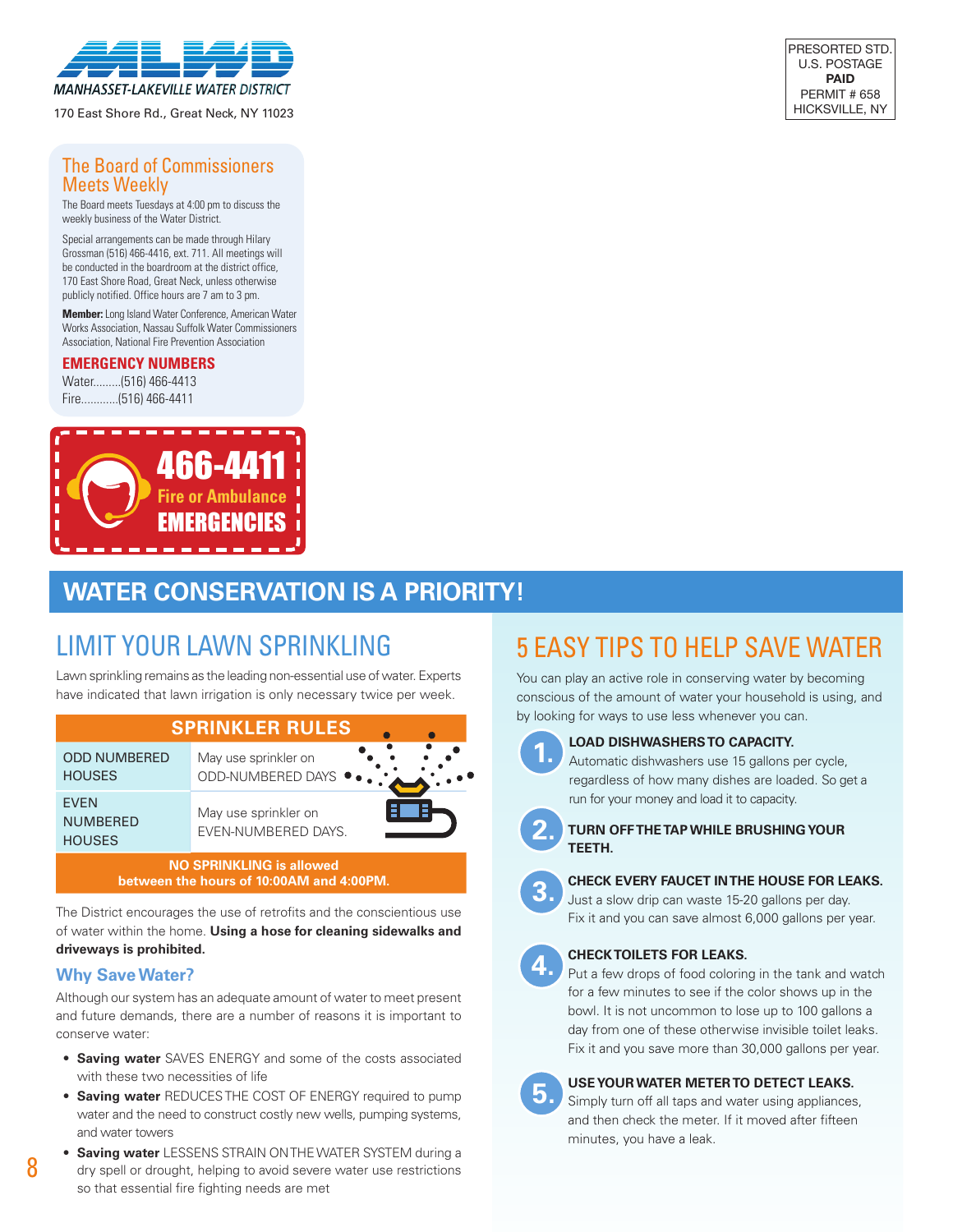MANHASSET-LAKEVILLE WATER DISTRICT

170 East Shore Rd., Great Neck, NY 11023

PRESORTED STD.
U.S. POSTAGE
**PAID**
PERMIT # 658
HICKSVILLE, NY

## The Board of Commissioners Meets Weekly

The Board meets Tuesdays at 4:00 pm to discuss the weekly business of the Water District.

Special arrangements can be made through Hilary Grossman (516) 466-4416, ext. 711. All meetings will be conducted in the boardroom at the district office, 170 East Shore Road, Great Neck, unless otherwise publicly notified. Office hours are 7 am to 3 pm.

**Member:** Long Island Water Conference, American Water Works Association, Nassau Suffolk Water Commissioners Association, National Fire Prevention Association

**EMERGENCY NUMBERS**

Water.........(516) 466-4413
Fire............(516) 466-4411

**466-4411**
Fire or Ambulance
**EMERGENCIES**

# WATER CONSERVATION IS A PRIORITY!

## LIMIT YOUR LAWN SPRINKLING

Lawn sprinkling remains as the leading non-essential use of water. Experts have indicated that lawn irrigation is only necessary twice per week.

| SPRINKLER RULES | |
|---|---|
| ODD NUMBERED HOUSES | May use sprinkler on ODD-NUMBERED DAYS |
| EVEN NUMBERED HOUSES | May use sprinkler on EVEN-NUMBERED DAYS. |

**NO SPRINKLING is allowed between the hours of 10:00AM and 4:00PM.**

The District encourages the use of retrofits and the conscientious use of water within the home. **Using a hose for cleaning sidewalks and driveways is prohibited.**

### Why Save Water?

Although our system has an adequate amount of water to meet present and future demands, there are a number of reasons it is important to conserve water:

- **Saving water** SAVES ENERGY and some of the costs associated with these two necessities of life
- **Saving water** REDUCES THE COST OF ENERGY required to pump water and the need to construct costly new wells, pumping systems, and water towers
- **Saving water** LESSENS STRAIN ON THE WATER SYSTEM during a dry spell or drought, helping to avoid severe water use restrictions so that essential fire fighting needs are met

## 5 EASY TIPS TO HELP SAVE WATER

You can play an active role in conserving water by becoming conscious of the amount of water your household is using, and by looking for ways to use less whenever you can.

1. **LOAD DISHWASHERS TO CAPACITY.** Automatic dishwashers use 15 gallons per cycle, regardless of how many dishes are loaded. So get a run for your money and load it to capacity.
2. **TURN OFF THE TAP WHILE BRUSHING YOUR TEETH.**
3. **CHECK EVERY FAUCET IN THE HOUSE FOR LEAKS.** Just a slow drip can waste 15-20 gallons per day. Fix it and you can save almost 6,000 gallons per year.
4. **CHECK TOILETS FOR LEAKS.** Put a few drops of food coloring in the tank and watch for a few minutes to see if the color shows up in the bowl. It is not uncommon to lose up to 100 gallons a day from one of these otherwise invisible toilet leaks. Fix it and you save more than 30,000 gallons per year.
5. **USE YOUR WATER METER TO DETECT LEAKS.** Simply turn off all taps and water using appliances, and then check the meter. If it moved after fifteen minutes, you have a leak.